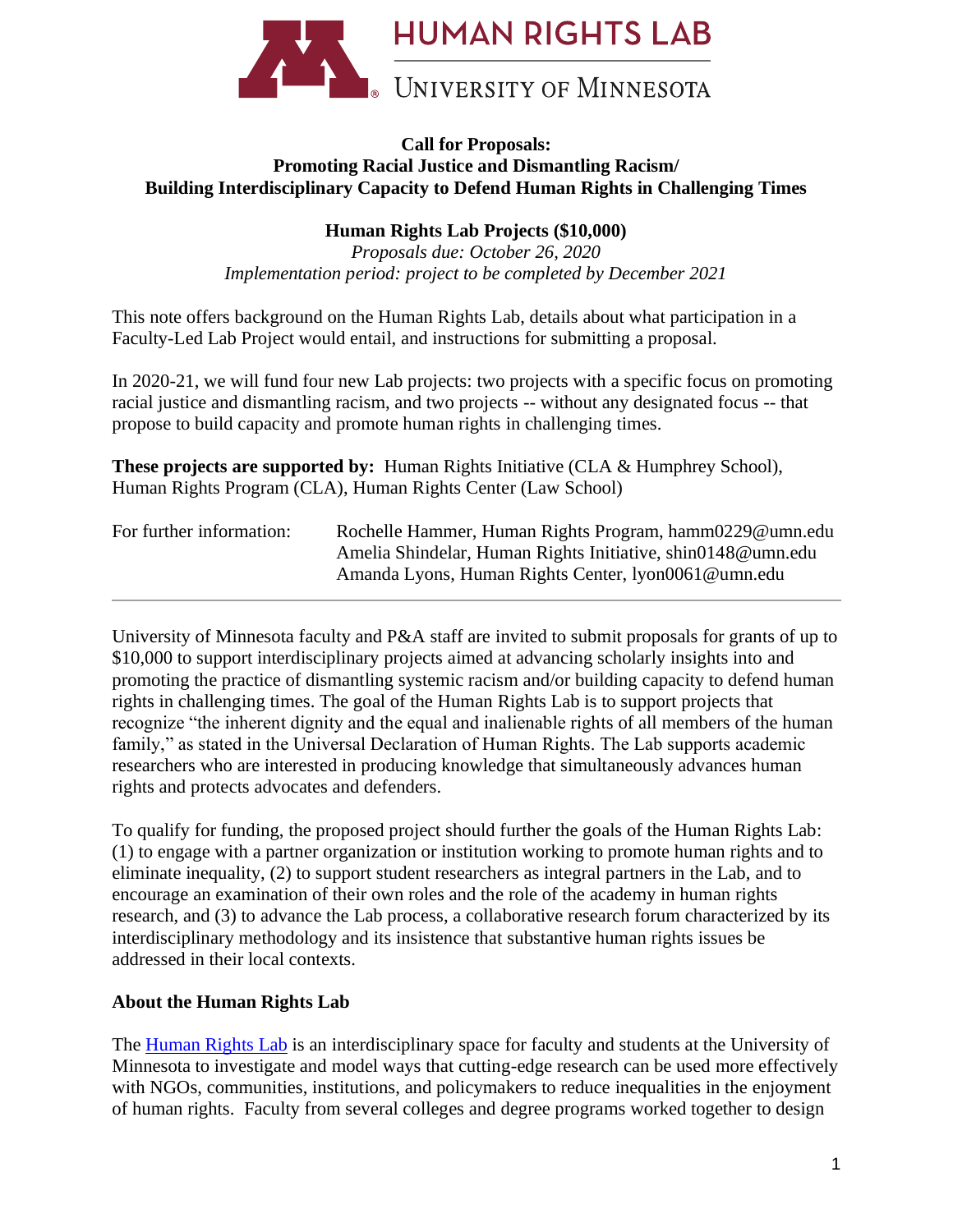HUMAN RIGHTS LAB

UNIVERSITY OF MINNESOTA

**Call for Proposals:**
**Promoting Racial Justice and Dismantling Racism/**
**Building Interdisciplinary Capacity to Defend Human Rights in Challenging Times**

**Human Rights Lab Projects ($10,000)**

*Proposals due: October 26, 2020*
*Implementation period: project to be completed by December 2021*

This note offers background on the Human Rights Lab, details about what participation in a Faculty-Led Lab Project would entail, and instructions for submitting a proposal.

In 2020-21, we will fund four new Lab projects: two projects with a specific focus on promoting racial justice and dismantling racism, and two projects -- without any designated focus -- that propose to build capacity and promote human rights in challenging times.

**These projects are supported by:** Human Rights Initiative (CLA & Humphrey School), Human Rights Program (CLA), Human Rights Center (Law School)

For further information: Rochelle Hammer, Human Rights Program, hamm0229@umn.edu
Amelia Shindelar, Human Rights Initiative, shin0148@umn.edu
Amanda Lyons, Human Rights Center, lyon0061@umn.edu

---

University of Minnesota faculty and P&A staff are invited to submit proposals for grants of up to $10,000 to support interdisciplinary projects aimed at advancing scholarly insights into and promoting the practice of dismantling systemic racism and/or building capacity to defend human rights in challenging times. The goal of the Human Rights Lab is to support projects that recognize "the inherent dignity and the equal and inalienable rights of all members of the human family," as stated in the Universal Declaration of Human Rights. The Lab supports academic researchers who are interested in producing knowledge that simultaneously advances human rights and protects advocates and defenders.

To qualify for funding, the proposed project should further the goals of the Human Rights Lab: (1) to engage with a partner organization or institution working to promote human rights and to eliminate inequality, (2) to support student researchers as integral partners in the Lab, and to encourage an examination of their own roles and the role of the academy in human rights research, and (3) to advance the Lab process, a collaborative research forum characterized by its interdisciplinary methodology and its insistence that substantive human rights issues be addressed in their local contexts.

## About the Human Rights Lab

The Human Rights Lab is an interdisciplinary space for faculty and students at the University of Minnesota to investigate and model ways that cutting-edge research can be used more effectively with NGOs, communities, institutions, and policymakers to reduce inequalities in the enjoyment of human rights. Faculty from several colleges and degree programs worked together to design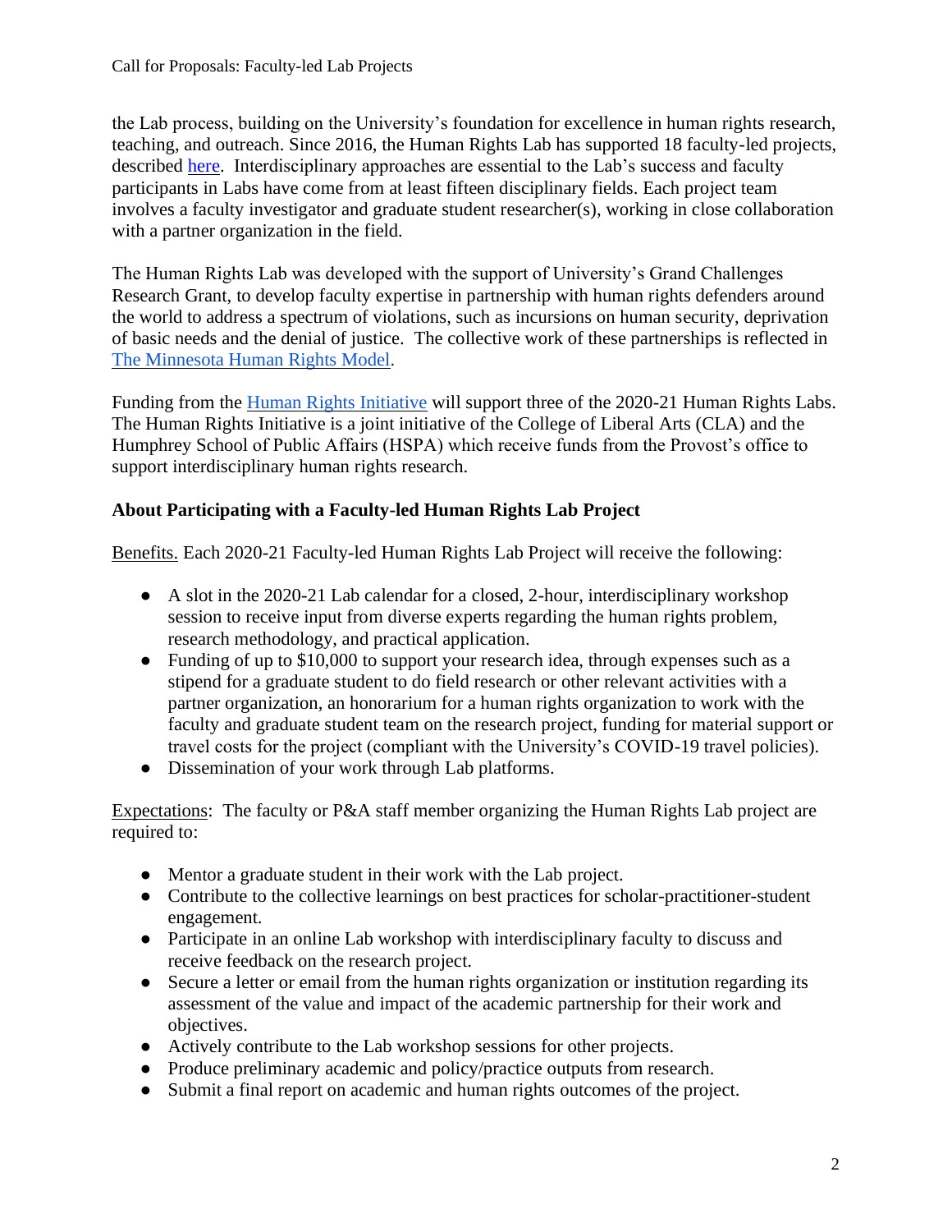the Lab process, building on the University's foundation for excellence in human rights research, teaching, and outreach. Since 2016, the Human Rights Lab has supported 18 faculty-led projects, described here. Interdisciplinary approaches are essential to the Lab's success and faculty participants in Labs have come from at least fifteen disciplinary fields. Each project team involves a faculty investigator and graduate student researcher(s), working in close collaboration with a partner organization in the field.

The Human Rights Lab was developed with the support of University's Grand Challenges Research Grant, to develop faculty expertise in partnership with human rights defenders around the world to address a spectrum of violations, such as incursions on human security, deprivation of basic needs and the denial of justice. The collective work of these partnerships is reflected in The Minnesota Human Rights Model.

Funding from the Human Rights Initiative will support three of the 2020-21 Human Rights Labs. The Human Rights Initiative is a joint initiative of the College of Liberal Arts (CLA) and the Humphrey School of Public Affairs (HSPA) which receive funds from the Provost's office to support interdisciplinary human rights research.

**About Participating with a Faculty-led Human Rights Lab Project**

Benefits. Each 2020-21 Faculty-led Human Rights Lab Project will receive the following:

- A slot in the 2020-21 Lab calendar for a closed, 2-hour, interdisciplinary workshop session to receive input from diverse experts regarding the human rights problem, research methodology, and practical application.
- Funding of up to $10,000 to support your research idea, through expenses such as a stipend for a graduate student to do field research or other relevant activities with a partner organization, an honorarium for a human rights organization to work with the faculty and graduate student team on the research project, funding for material support or travel costs for the project (compliant with the University's COVID-19 travel policies).
- Dissemination of your work through Lab platforms.

Expectations: The faculty or P&A staff member organizing the Human Rights Lab project are required to:

- Mentor a graduate student in their work with the Lab project.
- Contribute to the collective learnings on best practices for scholar-practitioner-student engagement.
- Participate in an online Lab workshop with interdisciplinary faculty to discuss and receive feedback on the research project.
- Secure a letter or email from the human rights organization or institution regarding its assessment of the value and impact of the academic partnership for their work and objectives.
- Actively contribute to the Lab workshop sessions for other projects.
- Produce preliminary academic and policy/practice outputs from research.
- Submit a final report on academic and human rights outcomes of the project.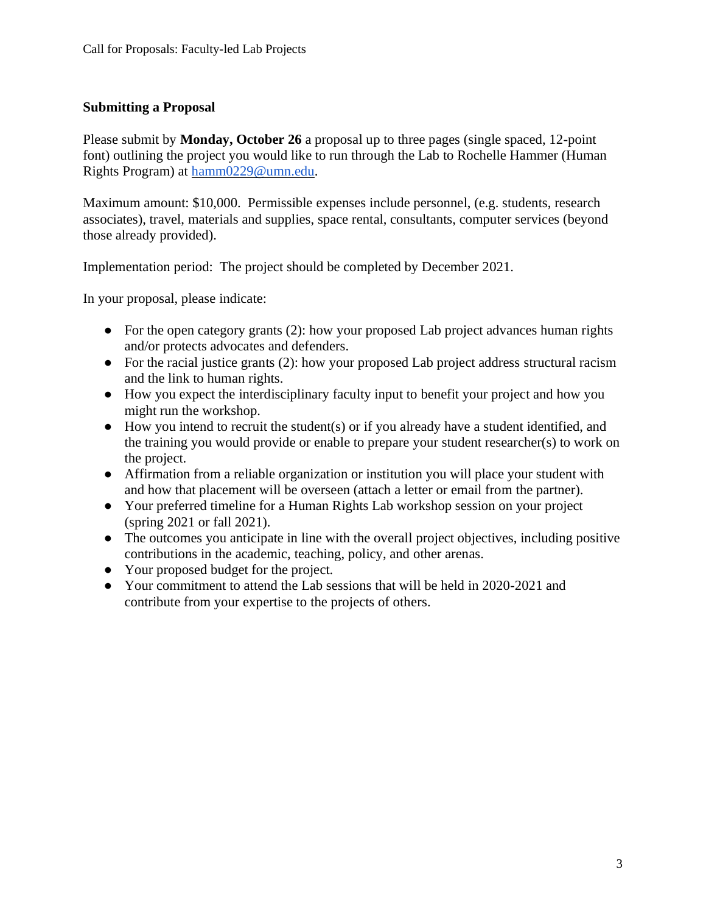## Submitting a Proposal

Please submit by **Monday, October 26** a proposal up to three pages (single spaced, 12-point font) outlining the project you would like to run through the Lab to Rochelle Hammer (Human Rights Program) at hamm0229@umn.edu.

Maximum amount: $10,000. Permissible expenses include personnel, (e.g. students, research associates), travel, materials and supplies, space rental, consultants, computer services (beyond those already provided).

Implementation period: The project should be completed by December 2021.

In your proposal, please indicate:

- For the open category grants (2): how your proposed Lab project advances human rights and/or protects advocates and defenders.
- For the racial justice grants (2): how your proposed Lab project address structural racism and the link to human rights.
- How you expect the interdisciplinary faculty input to benefit your project and how you might run the workshop.
- How you intend to recruit the student(s) or if you already have a student identified, and the training you would provide or enable to prepare your student researcher(s) to work on the project.
- Affirmation from a reliable organization or institution you will place your student with and how that placement will be overseen (attach a letter or email from the partner).
- Your preferred timeline for a Human Rights Lab workshop session on your project (spring 2021 or fall 2021).
- The outcomes you anticipate in line with the overall project objectives, including positive contributions in the academic, teaching, policy, and other arenas.
- Your proposed budget for the project.
- Your commitment to attend the Lab sessions that will be held in 2020-2021 and contribute from your expertise to the projects of others.